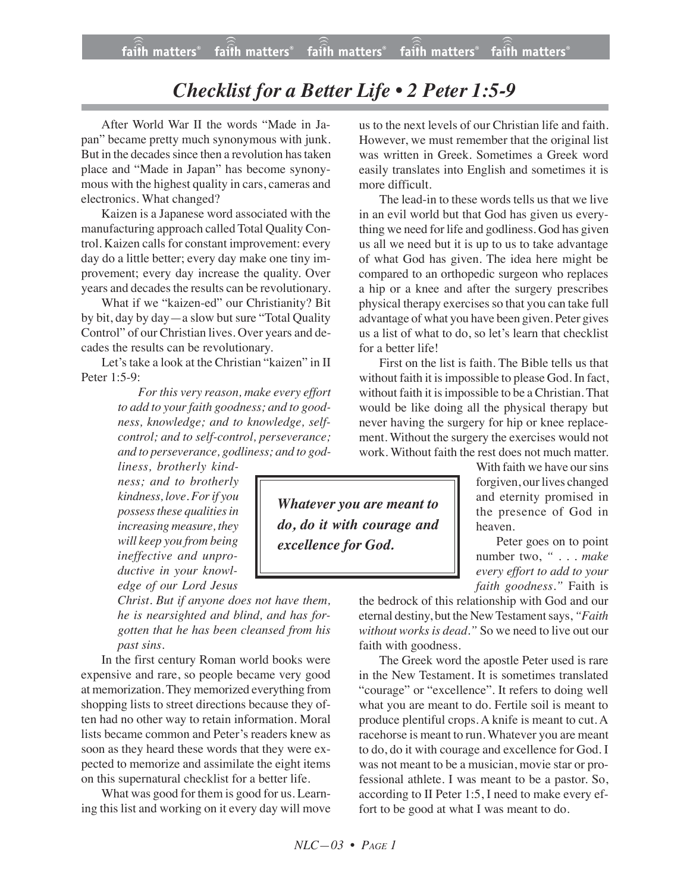# *Checklist for a Better Life • 2 Peter 1:5-9*

After World War II the words "Made in Japan" became pretty much synonymous with junk. But in the decades since then a revolution has taken place and "Made in Japan" has become synonymous with the highest quality in cars, cameras and electronics. What changed?

Kaizen is a Japanese word associated with the manufacturing approach called Total Quality Control. Kaizen calls for constant improvement: every day do a little better; every day make one tiny improvement; every day increase the quality. Over years and decades the results can be revolutionary.

What if we "kaizen-ed" our Christianity? Bit by bit, day by day—a slow but sure "Total Quality Control" of our Christian lives. Over years and decades the results can be revolutionary.

Let's take a look at the Christian "kaizen" in II Peter 1:5-9:

> *For this very reason, make every effort to add to your faith goodness; and to goodness, knowledge; and to knowledge, self-control; and to self-control, perseverance; and to perseverance, godliness; and to godliness, brotherly kindness; and to brotherly kindness, love. For if you possess these qualities in increasing measure, they will keep you from being ineffective and unproductive in your knowledge of our Lord Jesus Christ. But if anyone does not have them, he is nearsighted and blind, and has forgotten that he has been cleansed from his past sins.*

In the first century Roman world books were expensive and rare, so people became very good at memorization. They memorized everything from shopping lists to street directions because they often had no other way to retain information. Moral lists became common and Peter's readers knew as soon as they heard these words that they were expected to memorize and assimilate the eight items on this supernatural checklist for a better life.

What was good for them is good for us. Learning this list and working on it every day will move us to the next levels of our Christian life and faith. However, we must remember that the original list was written in Greek. Sometimes a Greek word easily translates into English and sometimes it is more difficult.

The lead-in to these words tells us that we live in an evil world but that God has given us everything we need for life and godliness. God has given us all we need but it is up to us to take advantage of what God has given. The idea here might be compared to an orthopedic surgeon who replaces a hip or a knee and after the surgery prescribes physical therapy exercises so that you can take full advantage of what you have been given. Peter gives us a list of what to do, so let's learn that checklist for a better life!

First on the list is faith. The Bible tells us that without faith it is impossible to please God. In fact, without faith it is impossible to be a Christian. That would be like doing all the physical therapy but never having the surgery for hip or knee replacement. Without the surgery the exercises would not work. Without faith the rest does not much matter. With faith we have our sins forgiven, our lives changed and eternity promised in the presence of God in heaven.

> ***Whatever you are meant to do, do it with courage and excellence for God.***

Peter goes on to point number two, *" . . . make every effort to add to your faith goodness."* Faith is the bedrock of this relationship with God and our eternal destiny, but the New Testament says, *"Faith without works is dead."* So we need to live out our faith with goodness.

The Greek word the apostle Peter used is rare in the New Testament. It is sometimes translated "courage" or "excellence". It refers to doing well what you are meant to do. Fertile soil is meant to produce plentiful crops. A knife is meant to cut. A racehorse is meant to run. Whatever you are meant to do, do it with courage and excellence for God. I was not meant to be a musician, movie star or professional athlete. I was meant to be a pastor. So, according to II Peter 1:5, I need to make every effort to be good at what I was meant to do.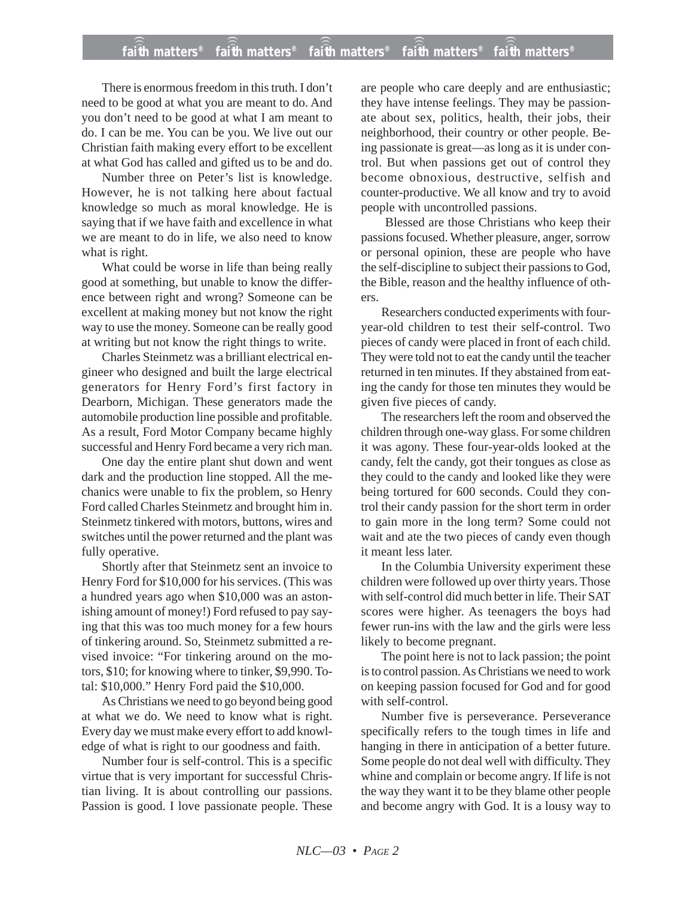There is enormous freedom in this truth. I don't need to be good at what you are meant to do. And you don't need to be good at what I am meant to do. I can be me. You can be you. We live out our Christian faith making every effort to be excellent at what God has called and gifted us to be and do.

Number three on Peter's list is knowledge. However, he is not talking here about factual knowledge so much as moral knowledge. He is saying that if we have faith and excellence in what we are meant to do in life, we also need to know what is right.

What could be worse in life than being really good at something, but unable to know the difference between right and wrong? Someone can be excellent at making money but not know the right way to use the money. Someone can be really good at writing but not know the right things to write.

Charles Steinmetz was a brilliant electrical engineer who designed and built the large electrical generators for Henry Ford's first factory in Dearborn, Michigan. These generators made the automobile production line possible and profitable. As a result, Ford Motor Company became highly successful and Henry Ford became a very rich man.

One day the entire plant shut down and went dark and the production line stopped. All the mechanics were unable to fix the problem, so Henry Ford called Charles Steinmetz and brought him in. Steinmetz tinkered with motors, buttons, wires and switches until the power returned and the plant was fully operative.

Shortly after that Steinmetz sent an invoice to Henry Ford for $10,000 for his services. (This was a hundred years ago when $10,000 was an astonishing amount of money!) Ford refused to pay saying that this was too much money for a few hours of tinkering around. So, Steinmetz submitted a revised invoice: "For tinkering around on the motors, $10; for knowing where to tinker, $9,990. Total: $10,000." Henry Ford paid the $10,000.

As Christians we need to go beyond being good at what we do. We need to know what is right. Every day we must make every effort to add knowledge of what is right to our goodness and faith.

Number four is self-control. This is a specific virtue that is very important for successful Christian living. It is about controlling our passions. Passion is good. I love passionate people. These are people who care deeply and are enthusiastic; they have intense feelings. They may be passionate about sex, politics, health, their jobs, their neighborhood, their country or other people. Being passionate is great—as long as it is under control. But when passions get out of control they become obnoxious, destructive, selfish and counter-productive. We all know and try to avoid people with uncontrolled passions.

Blessed are those Christians who keep their passions focused. Whether pleasure, anger, sorrow or personal opinion, these are people who have the self-discipline to subject their passions to God, the Bible, reason and the healthy influence of others.

Researchers conducted experiments with four-year-old children to test their self-control. Two pieces of candy were placed in front of each child. They were told not to eat the candy until the teacher returned in ten minutes. If they abstained from eating the candy for those ten minutes they would be given five pieces of candy.

The researchers left the room and observed the children through one-way glass. For some children it was agony. These four-year-olds looked at the candy, felt the candy, got their tongues as close as they could to the candy and looked like they were being tortured for 600 seconds. Could they control their candy passion for the short term in order to gain more in the long term? Some could not wait and ate the two pieces of candy even though it meant less later.

In the Columbia University experiment these children were followed up over thirty years. Those with self-control did much better in life. Their SAT scores were higher. As teenagers the boys had fewer run-ins with the law and the girls were less likely to become pregnant.

The point here is not to lack passion; the point is to control passion. As Christians we need to work on keeping passion focused for God and for good with self-control.

Number five is perseverance. Perseverance specifically refers to the tough times in life and hanging in there in anticipation of a better future. Some people do not deal well with difficulty. They whine and complain or become angry. If life is not the way they want it to be they blame other people and become angry with God. It is a lousy way to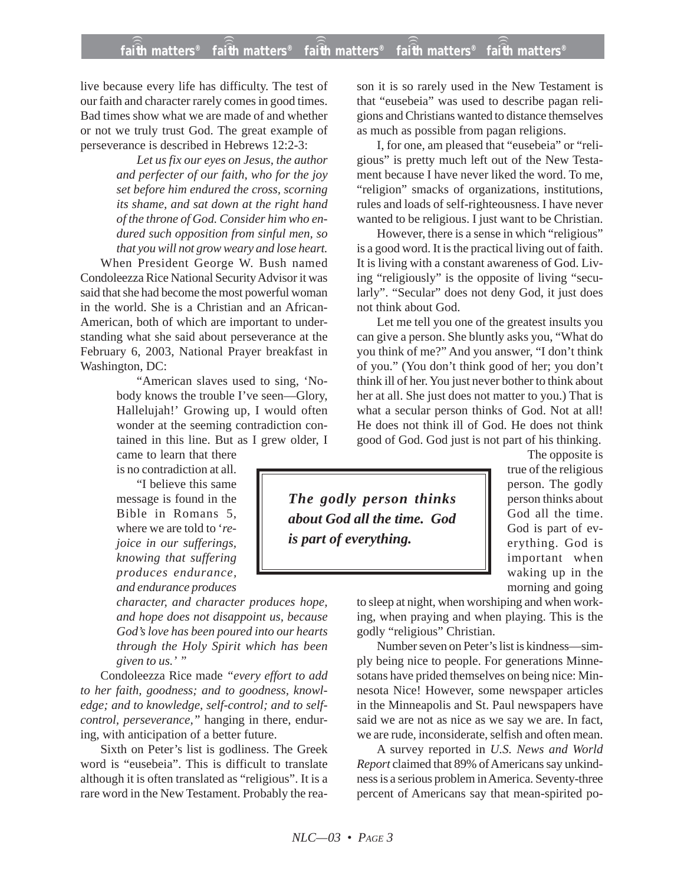live because every life has difficulty. The test of our faith and character rarely comes in good times. Bad times show what we are made of and whether or not we truly trust God. The great example of perseverance is described in Hebrews 12:2-3:

> *Let us fix our eyes on Jesus, the author and perfecter of our faith, who for the joy set before him endured the cross, scorning its shame, and sat down at the right hand of the throne of God. Consider him who endured such opposition from sinful men, so that you will not grow weary and lose heart.*

When President George W. Bush named Condoleezza Rice National Security Advisor it was said that she had become the most powerful woman in the world. She is a Christian and an African-American, both of which are important to understanding what she said about perseverance at the February 6, 2003, National Prayer breakfast in Washington, DC:

> "American slaves used to sing, 'Nobody knows the trouble I've seen—Glory, Hallelujah!' Growing up, I would often wonder at the seeming contradiction contained in this line. But as I grew older, I came to learn that there is no contradiction at all.
>
> "I believe this same message is found in the Bible in Romans 5, where we are told to '*rejoice in our sufferings, knowing that suffering produces endurance, and endurance produces character, and character produces hope, and hope does not disappoint us, because God's love has been poured into our hearts through the Holy Spirit which has been given to us.*' "

Condoleezza Rice made *"every effort to add to her faith, goodness; and to goodness, knowledge; and to knowledge, self-control; and to self-control, perseverance,"* hanging in there, enduring, with anticipation of a better future.

Sixth on Peter's list is godliness. The Greek word is "eusebeia". This is difficult to translate although it is often translated as "religious". It is a rare word in the New Testament. Probably the reason it is so rarely used in the New Testament is that "eusebeia" was used to describe pagan religions and Christians wanted to distance themselves as much as possible from pagan religions.

I, for one, am pleased that "eusebeia" or "religious" is pretty much left out of the New Testament because I have never liked the word. To me, "religion" smacks of organizations, institutions, rules and loads of self-righteousness. I have never wanted to be religious. I just want to be Christian.

However, there is a sense in which "religious" is a good word. It is the practical living out of faith. It is living with a constant awareness of God. Living "religiously" is the opposite of living "secularly". "Secular" does not deny God, it just does not think about God.

Let me tell you one of the greatest insults you can give a person. She bluntly asks you, "What do you think of me?" And you answer, "I don't think of you." (You don't think good of her; you don't think ill of her. You just never bother to think about her at all. She just does not matter to you.) That is what a secular person thinks of God. Not at all! He does not think ill of God. He does not think good of God. God just is not part of his thinking.

> ***The godly person thinks about God all the time. God is part of everything.***

The opposite is true of the religious person. The godly person thinks about God all the time. God is part of everything. God is important when waking up in the morning and going to sleep at night, when worshiping and when working, when praying and when playing. This is the godly "religious" Christian.

Number seven on Peter's list is kindness—simply being nice to people. For generations Minnesotans have prided themselves on being nice: Minnesota Nice! However, some newspaper articles in the Minneapolis and St. Paul newspapers have said we are not as nice as we say we are. In fact, we are rude, inconsiderate, selfish and often mean.

A survey reported in *U.S. News and World Report* claimed that 89% of Americans say unkindness is a serious problem in America. Seventy-three percent of Americans say that mean-spirited po-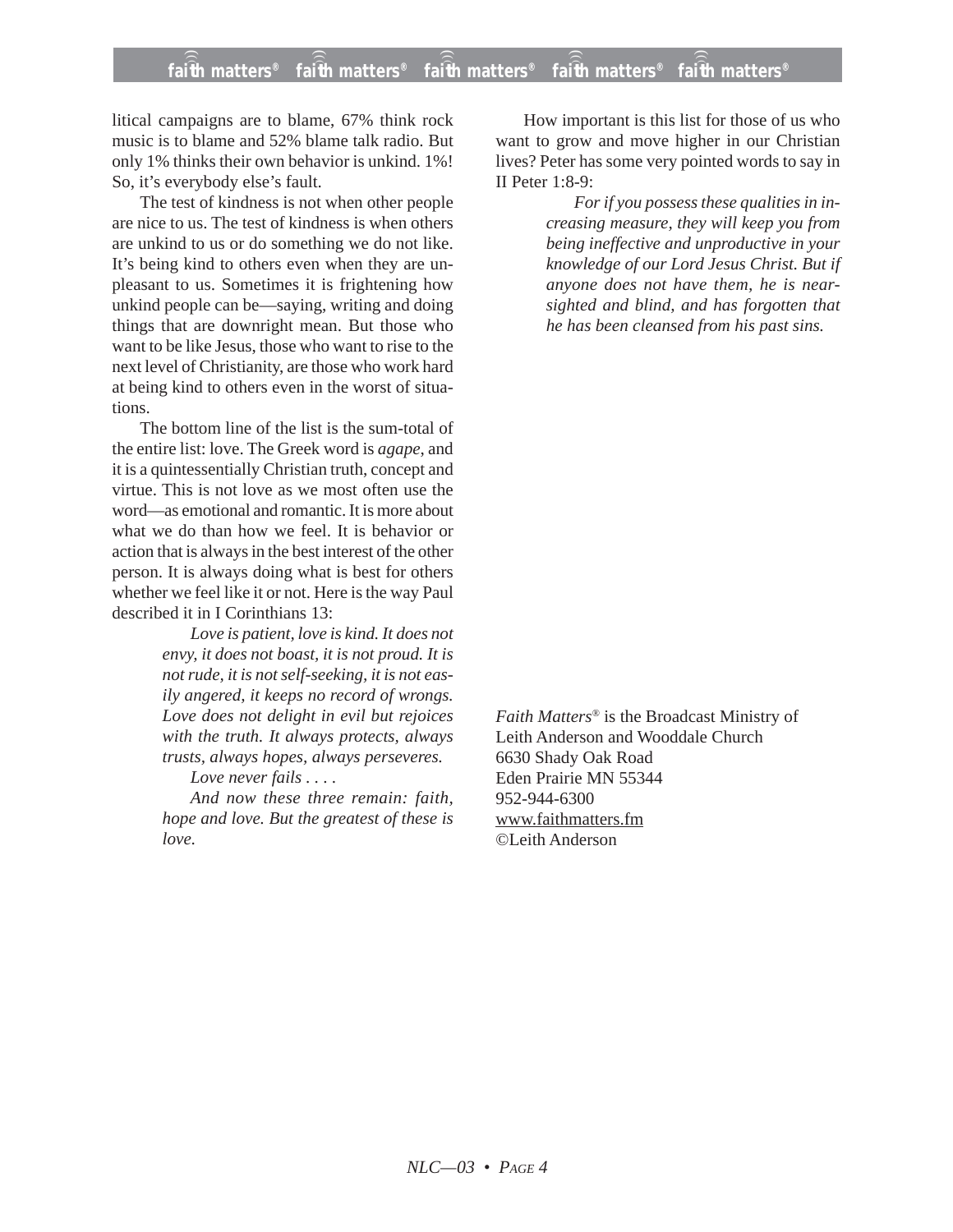litical campaigns are to blame, 67% think rock music is to blame and 52% blame talk radio. But only 1% thinks their own behavior is unkind. 1%! So, it's everybody else's fault.

The test of kindness is not when other people are nice to us. The test of kindness is when others are unkind to us or do something we do not like. It's being kind to others even when they are unpleasant to us. Sometimes it is frightening how unkind people can be—saying, writing and doing things that are downright mean. But those who want to be like Jesus, those who want to rise to the next level of Christianity, are those who work hard at being kind to others even in the worst of situations.

The bottom line of the list is the sum-total of the entire list: love. The Greek word is *agape*, and it is a quintessentially Christian truth, concept and virtue. This is not love as we most often use the word—as emotional and romantic. It is more about what we do than how we feel. It is behavior or action that is always in the best interest of the other person. It is always doing what is best for others whether we feel like it or not. Here is the way Paul described it in I Corinthians 13:

> *Love is patient, love is kind. It does not envy, it does not boast, it is not proud. It is not rude, it is not self-seeking, it is not easily angered, it keeps no record of wrongs. Love does not delight in evil but rejoices with the truth. It always protects, always trusts, always hopes, always perseveres.*
>
> *Love never fails . . . .*
>
> *And now these three remain: faith, hope and love. But the greatest of these is love.*

How important is this list for those of us who want to grow and move higher in our Christian lives? Peter has some very pointed words to say in II Peter 1:8-9:

> *For if you possess these qualities in increasing measure, they will keep you from being ineffective and unproductive in your knowledge of our Lord Jesus Christ. But if anyone does not have them, he is nearsighted and blind, and has forgotten that he has been cleansed from his past sins.*

*Faith Matters*® is the Broadcast Ministry of Leith Anderson and Wooddale Church
6630 Shady Oak Road
Eden Prairie MN 55344
952-944-6300
www.faithmatters.fm
©Leith Anderson